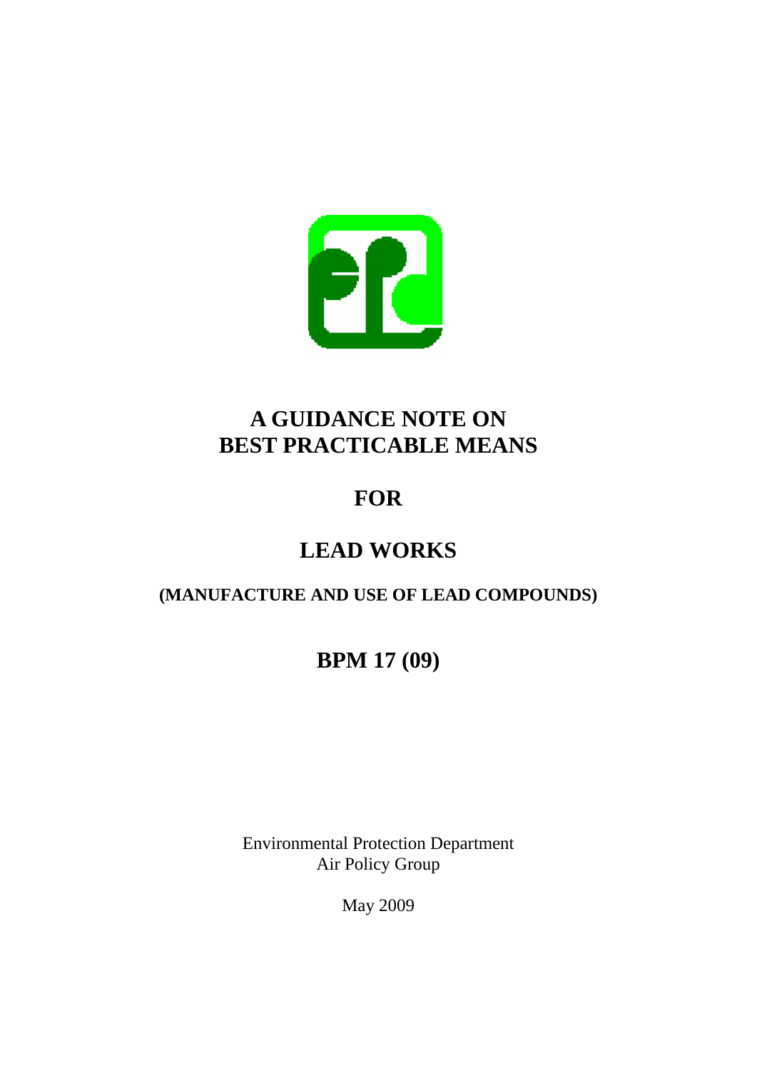# A GUIDANCE NOTE ON BEST PRACTICABLE MEANS

# FOR

# LEAD WORKS

## (MANUFACTURE AND USE OF LEAD COMPOUNDS)

# BPM 17 (09)

Environmental Protection Department
Air Policy Group

May 2009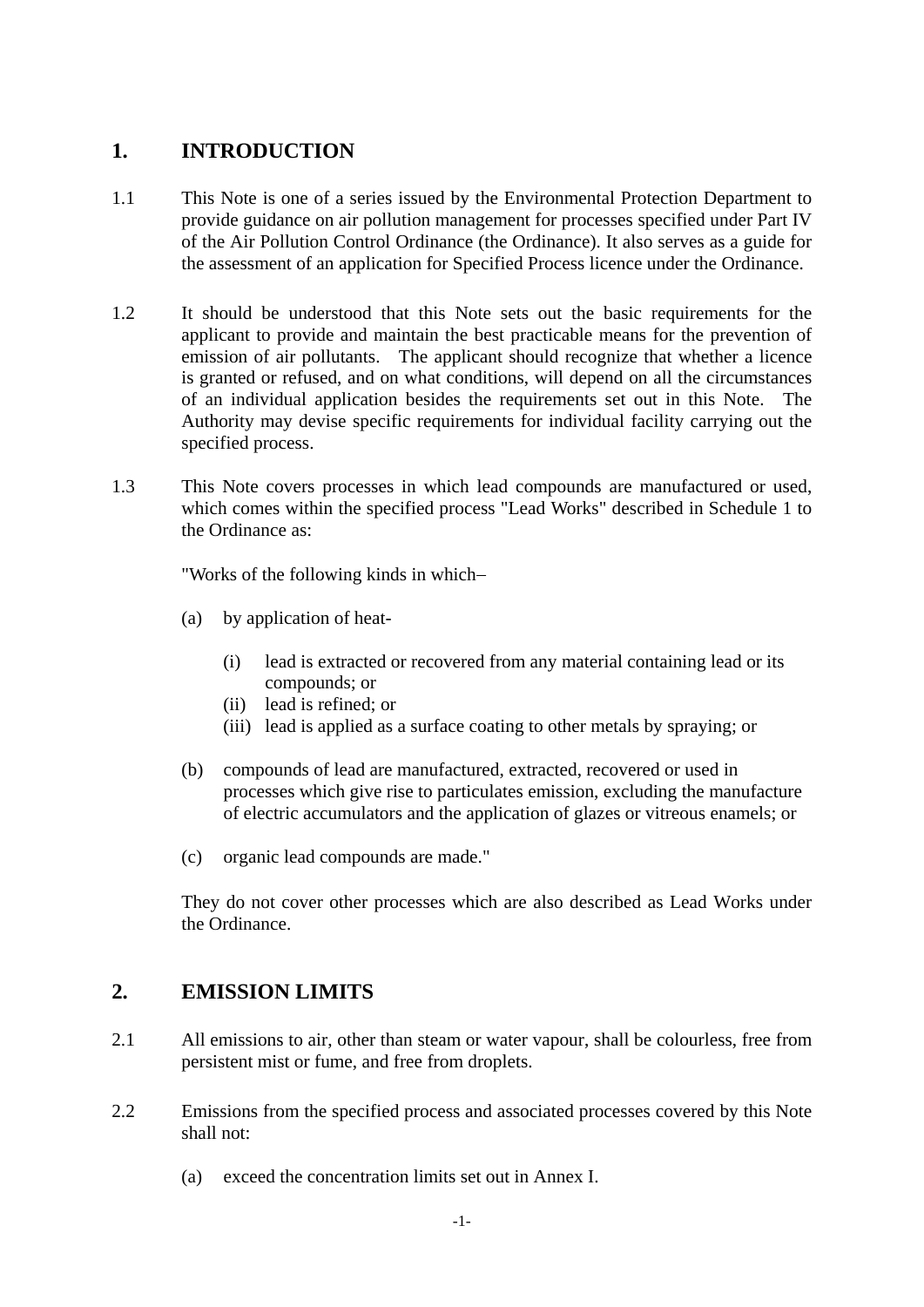## 1. INTRODUCTION

1.1 This Note is one of a series issued by the Environmental Protection Department to provide guidance on air pollution management for processes specified under Part IV of the Air Pollution Control Ordinance (the Ordinance). It also serves as a guide for the assessment of an application for Specified Process licence under the Ordinance.

1.2 It should be understood that this Note sets out the basic requirements for the applicant to provide and maintain the best practicable means for the prevention of emission of air pollutants. The applicant should recognize that whether a licence is granted or refused, and on what conditions, will depend on all the circumstances of an individual application besides the requirements set out in this Note. The Authority may devise specific requirements for individual facility carrying out the specified process.

1.3 This Note covers processes in which lead compounds are manufactured or used, which comes within the specified process "Lead Works" described in Schedule 1 to the Ordinance as:

"Works of the following kinds in which–

(a) by application of heat-

  (i) lead is extracted or recovered from any material containing lead or its compounds; or
  (ii) lead is refined; or
  (iii) lead is applied as a surface coating to other metals by spraying; or

(b) compounds of lead are manufactured, extracted, recovered or used in processes which give rise to particulates emission, excluding the manufacture of electric accumulators and the application of glazes or vitreous enamels; or

(c) organic lead compounds are made."

They do not cover other processes which are also described as Lead Works under the Ordinance.

## 2. EMISSION LIMITS

2.1 All emissions to air, other than steam or water vapour, shall be colourless, free from persistent mist or fume, and free from droplets.

2.2 Emissions from the specified process and associated processes covered by this Note shall not:

(a) exceed the concentration limits set out in Annex I.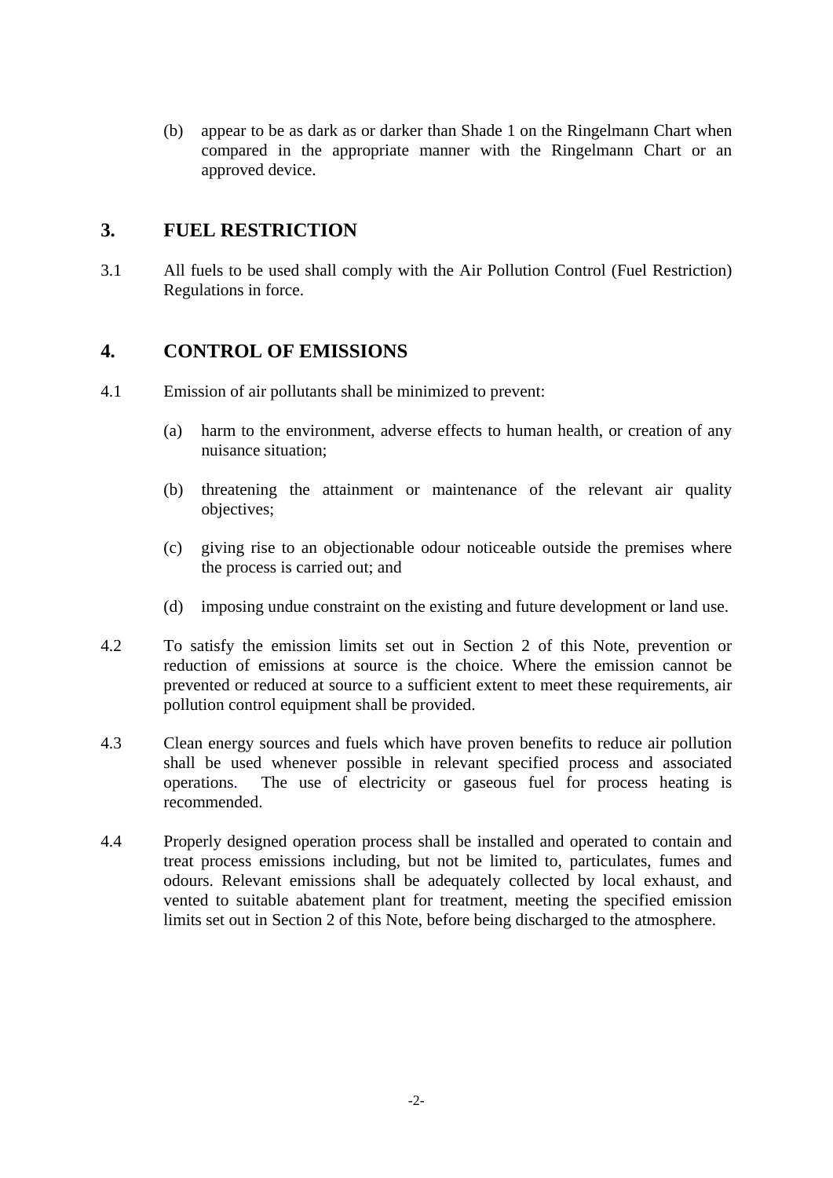(b) appear to be as dark as or darker than Shade 1 on the Ringelmann Chart when compared in the appropriate manner with the Ringelmann Chart or an approved device.

## 3. FUEL RESTRICTION

3.1 All fuels to be used shall comply with the Air Pollution Control (Fuel Restriction) Regulations in force.

## 4. CONTROL OF EMISSIONS

4.1 Emission of air pollutants shall be minimized to prevent:

(a) harm to the environment, adverse effects to human health, or creation of any nuisance situation;

(b) threatening the attainment or maintenance of the relevant air quality objectives;

(c) giving rise to an objectionable odour noticeable outside the premises where the process is carried out; and

(d) imposing undue constraint on the existing and future development or land use.

4.2 To satisfy the emission limits set out in Section 2 of this Note, prevention or reduction of emissions at source is the choice. Where the emission cannot be prevented or reduced at source to a sufficient extent to meet these requirements, air pollution control equipment shall be provided.

4.3 Clean energy sources and fuels which have proven benefits to reduce air pollution shall be used whenever possible in relevant specified process and associated operations. The use of electricity or gaseous fuel for process heating is recommended.

4.4 Properly designed operation process shall be installed and operated to contain and treat process emissions including, but not be limited to, particulates, fumes and odours. Relevant emissions shall be adequately collected by local exhaust, and vented to suitable abatement plant for treatment, meeting the specified emission limits set out in Section 2 of this Note, before being discharged to the atmosphere.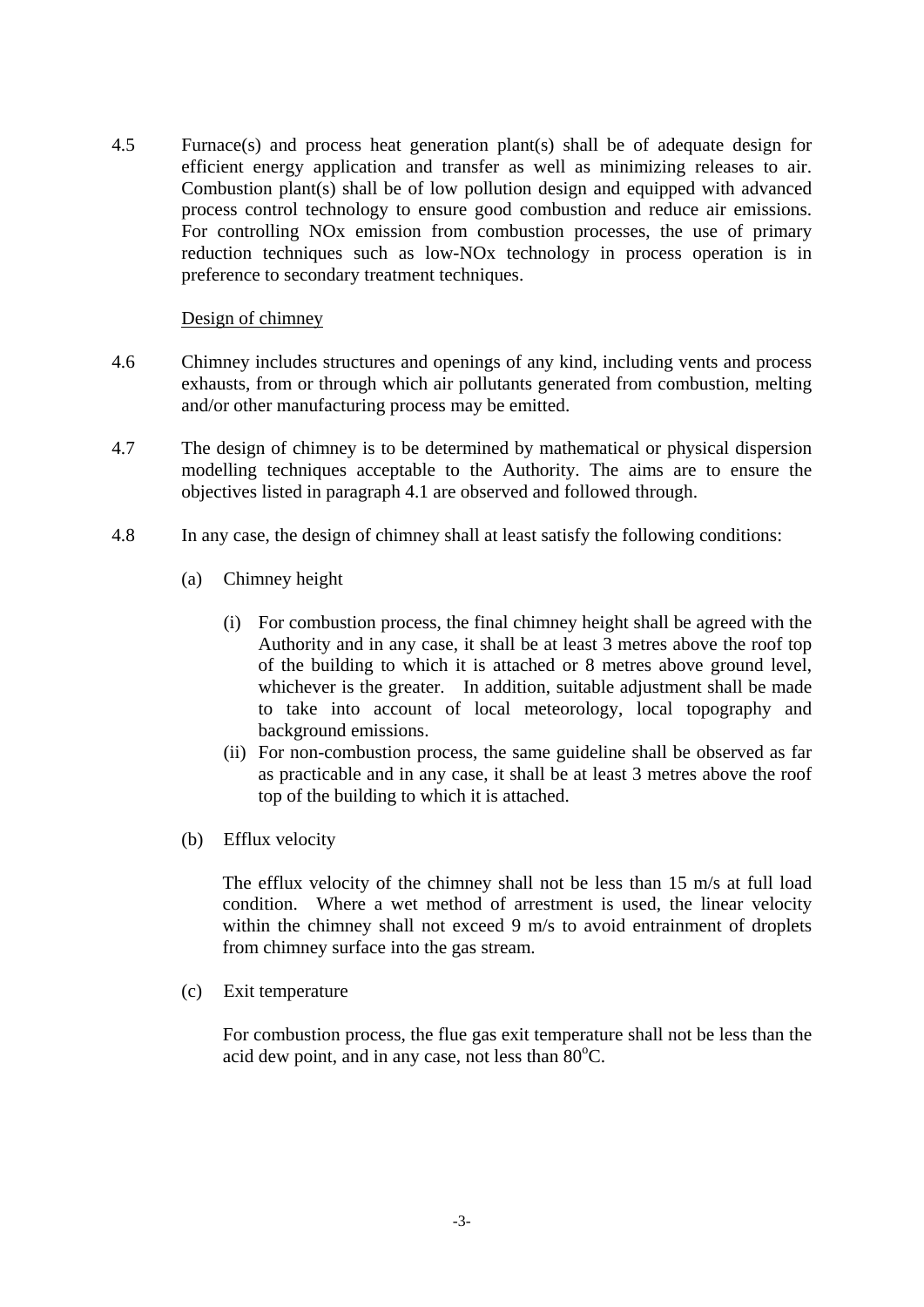4.5 Furnace(s) and process heat generation plant(s) shall be of adequate design for efficient energy application and transfer as well as minimizing releases to air. Combustion plant(s) shall be of low pollution design and equipped with advanced process control technology to ensure good combustion and reduce air emissions. For controlling NOx emission from combustion processes, the use of primary reduction techniques such as low-NOx technology in process operation is in preference to secondary treatment techniques.

<u>Design of chimney</u>

4.6 Chimney includes structures and openings of any kind, including vents and process exhausts, from or through which air pollutants generated from combustion, melting and/or other manufacturing process may be emitted.

4.7 The design of chimney is to be determined by mathematical or physical dispersion modelling techniques acceptable to the Authority. The aims are to ensure the objectives listed in paragraph 4.1 are observed and followed through.

4.8 In any case, the design of chimney shall at least satisfy the following conditions:

(a) Chimney height

(i) For combustion process, the final chimney height shall be agreed with the Authority and in any case, it shall be at least 3 metres above the roof top of the building to which it is attached or 8 metres above ground level, whichever is the greater. In addition, suitable adjustment shall be made to take into account of local meteorology, local topography and background emissions.

(ii) For non-combustion process, the same guideline shall be observed as far as practicable and in any case, it shall be at least 3 metres above the roof top of the building to which it is attached.

(b) Efflux velocity

The efflux velocity of the chimney shall not be less than 15 m/s at full load condition. Where a wet method of arrestment is used, the linear velocity within the chimney shall not exceed 9 m/s to avoid entrainment of droplets from chimney surface into the gas stream.

(c) Exit temperature

For combustion process, the flue gas exit temperature shall not be less than the acid dew point, and in any case, not less than $80^{o}$C.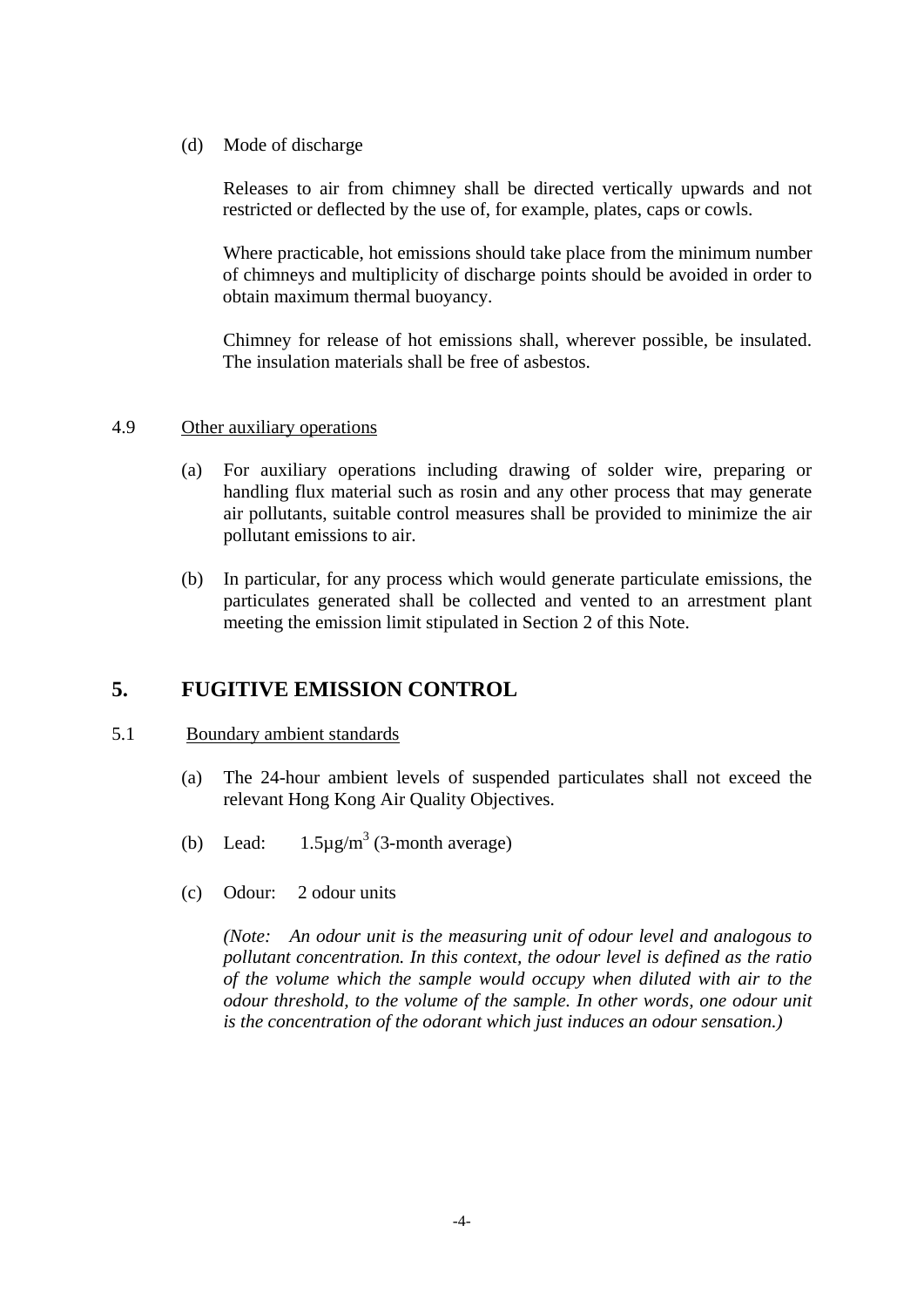(d) Mode of discharge

Releases to air from chimney shall be directed vertically upwards and not restricted or deflected by the use of, for example, plates, caps or cowls.

Where practicable, hot emissions should take place from the minimum number of chimneys and multiplicity of discharge points should be avoided in order to obtain maximum thermal buoyancy.

Chimney for release of hot emissions shall, wherever possible, be insulated. The insulation materials shall be free of asbestos.

4.9 Other auxiliary operations

(a) For auxiliary operations including drawing of solder wire, preparing or handling flux material such as rosin and any other process that may generate air pollutants, suitable control measures shall be provided to minimize the air pollutant emissions to air.

(b) In particular, for any process which would generate particulate emissions, the particulates generated shall be collected and vented to an arrestment plant meeting the emission limit stipulated in Section 2 of this Note.

## 5. FUGITIVE EMISSION CONTROL

5.1 Boundary ambient standards

(a) The 24-hour ambient levels of suspended particulates shall not exceed the relevant Hong Kong Air Quality Objectives.

(b) Lead: 1.5µg/$m^3$ (3-month average)

(c) Odour: 2 odour units

*(Note: An odour unit is the measuring unit of odour level and analogous to pollutant concentration. In this context, the odour level is defined as the ratio of the volume which the sample would occupy when diluted with air to the odour threshold, to the volume of the sample. In other words, one odour unit is the concentration of the odorant which just induces an odour sensation.)*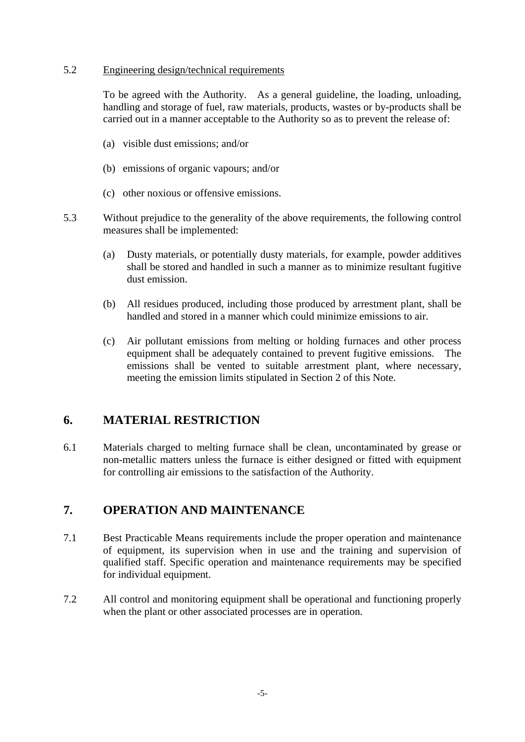5.2 Engineering design/technical requirements

To be agreed with the Authority. As a general guideline, the loading, unloading, handling and storage of fuel, raw materials, products, wastes or by-products shall be carried out in a manner acceptable to the Authority so as to prevent the release of:

(a) visible dust emissions; and/or

(b) emissions of organic vapours; and/or

(c) other noxious or offensive emissions.

5.3 Without prejudice to the generality of the above requirements, the following control measures shall be implemented:

(a) Dusty materials, or potentially dusty materials, for example, powder additives shall be stored and handled in such a manner as to minimize resultant fugitive dust emission.

(b) All residues produced, including those produced by arrestment plant, shall be handled and stored in a manner which could minimize emissions to air.

(c) Air pollutant emissions from melting or holding furnaces and other process equipment shall be adequately contained to prevent fugitive emissions. The emissions shall be vented to suitable arrestment plant, where necessary, meeting the emission limits stipulated in Section 2 of this Note.

## 6. MATERIAL RESTRICTION

6.1 Materials charged to melting furnace shall be clean, uncontaminated by grease or non-metallic matters unless the furnace is either designed or fitted with equipment for controlling air emissions to the satisfaction of the Authority.

## 7. OPERATION AND MAINTENANCE

7.1 Best Practicable Means requirements include the proper operation and maintenance of equipment, its supervision when in use and the training and supervision of qualified staff. Specific operation and maintenance requirements may be specified for individual equipment.

7.2 All control and monitoring equipment shall be operational and functioning properly when the plant or other associated processes are in operation.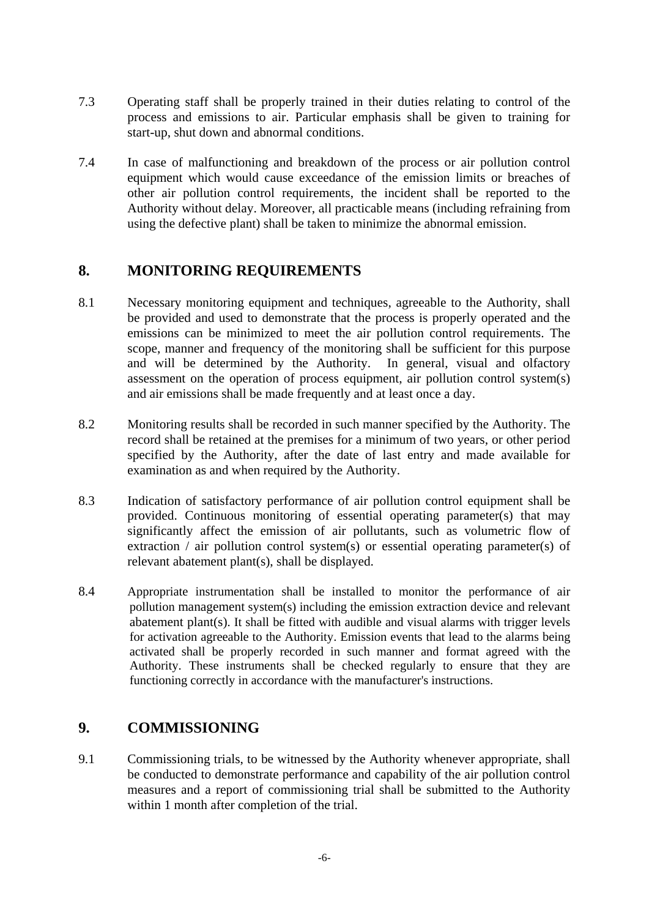7.3 Operating staff shall be properly trained in their duties relating to control of the process and emissions to air. Particular emphasis shall be given to training for start-up, shut down and abnormal conditions.

7.4 In case of malfunctioning and breakdown of the process or air pollution control equipment which would cause exceedance of the emission limits or breaches of other air pollution control requirements, the incident shall be reported to the Authority without delay. Moreover, all practicable means (including refraining from using the defective plant) shall be taken to minimize the abnormal emission.

## 8. MONITORING REQUIREMENTS

8.1 Necessary monitoring equipment and techniques, agreeable to the Authority, shall be provided and used to demonstrate that the process is properly operated and the emissions can be minimized to meet the air pollution control requirements. The scope, manner and frequency of the monitoring shall be sufficient for this purpose and will be determined by the Authority. In general, visual and olfactory assessment on the operation of process equipment, air pollution control system(s) and air emissions shall be made frequently and at least once a day.

8.2 Monitoring results shall be recorded in such manner specified by the Authority. The record shall be retained at the premises for a minimum of two years, or other period specified by the Authority, after the date of last entry and made available for examination as and when required by the Authority.

8.3 Indication of satisfactory performance of air pollution control equipment shall be provided. Continuous monitoring of essential operating parameter(s) that may significantly affect the emission of air pollutants, such as volumetric flow of extraction / air pollution control system(s) or essential operating parameter(s) of relevant abatement plant(s), shall be displayed.

8.4 Appropriate instrumentation shall be installed to monitor the performance of air pollution management system(s) including the emission extraction device and relevant abatement plant(s). It shall be fitted with audible and visual alarms with trigger levels for activation agreeable to the Authority. Emission events that lead to the alarms being activated shall be properly recorded in such manner and format agreed with the Authority. These instruments shall be checked regularly to ensure that they are functioning correctly in accordance with the manufacturer's instructions.

## 9. COMMISSIONING

9.1 Commissioning trials, to be witnessed by the Authority whenever appropriate, shall be conducted to demonstrate performance and capability of the air pollution control measures and a report of commissioning trial shall be submitted to the Authority within 1 month after completion of the trial.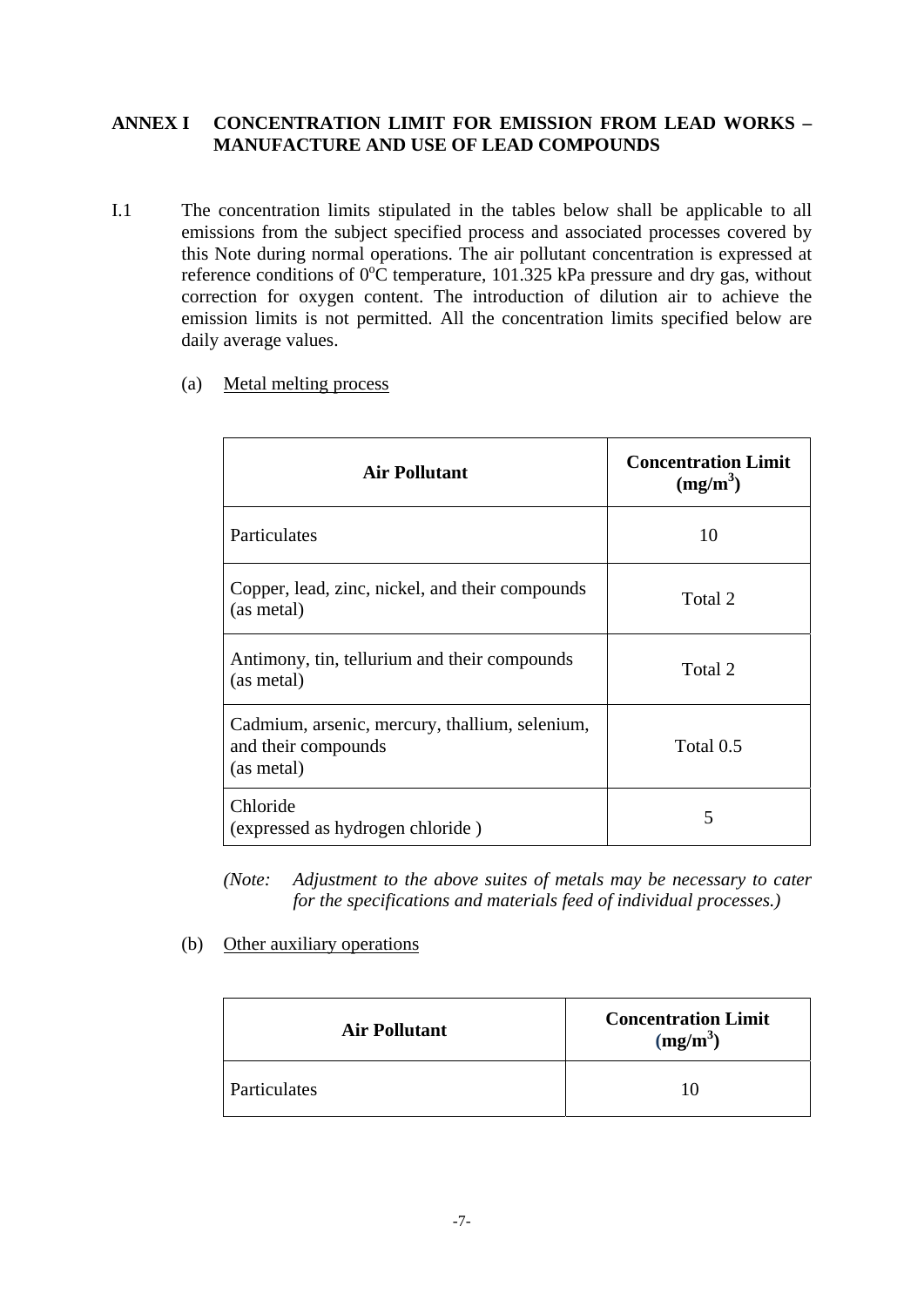## ANNEX I CONCENTRATION LIMIT FOR EMISSION FROM LEAD WORKS – MANUFACTURE AND USE OF LEAD COMPOUNDS

I.1 The concentration limits stipulated in the tables below shall be applicable to all emissions from the subject specified process and associated processes covered by this Note during normal operations. The air pollutant concentration is expressed at reference conditions of $0^oC$ temperature, 101.325 kPa pressure and dry gas, without correction for oxygen content. The introduction of dilution air to achieve the emission limits is not permitted. All the concentration limits specified below are daily average values.

(a) Metal melting process

| Air Pollutant | Concentration Limit ($mg/m^3$) |
|---|---|
| Particulates | 10 |
| Copper, lead, zinc, nickel, and their compounds (as metal) | Total 2 |
| Antimony, tin, tellurium and their compounds (as metal) | Total 2 |
| Cadmium, arsenic, mercury, thallium, selenium, and their compounds (as metal) | Total 0.5 |
| Chloride (expressed as hydrogen chloride ) | 5 |

*(Note: Adjustment to the above suites of metals may be necessary to cater for the specifications and materials feed of individual processes.)*

(b) Other auxiliary operations

| Air Pollutant | Concentration Limit ($mg/m^3$) |
|---|---|
| Particulates | 10 |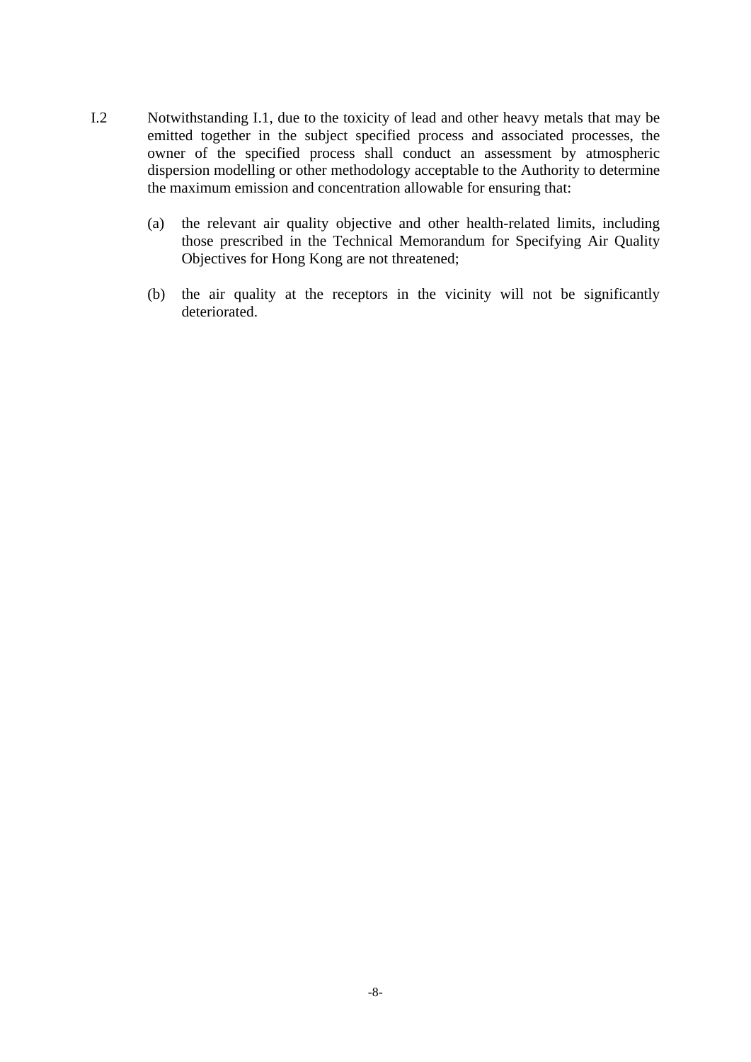I.2 Notwithstanding I.1, due to the toxicity of lead and other heavy metals that may be emitted together in the subject specified process and associated processes, the owner of the specified process shall conduct an assessment by atmospheric dispersion modelling or other methodology acceptable to the Authority to determine the maximum emission and concentration allowable for ensuring that:

(a) the relevant air quality objective and other health-related limits, including those prescribed in the Technical Memorandum for Specifying Air Quality Objectives for Hong Kong are not threatened;

(b) the air quality at the receptors in the vicinity will not be significantly deteriorated.